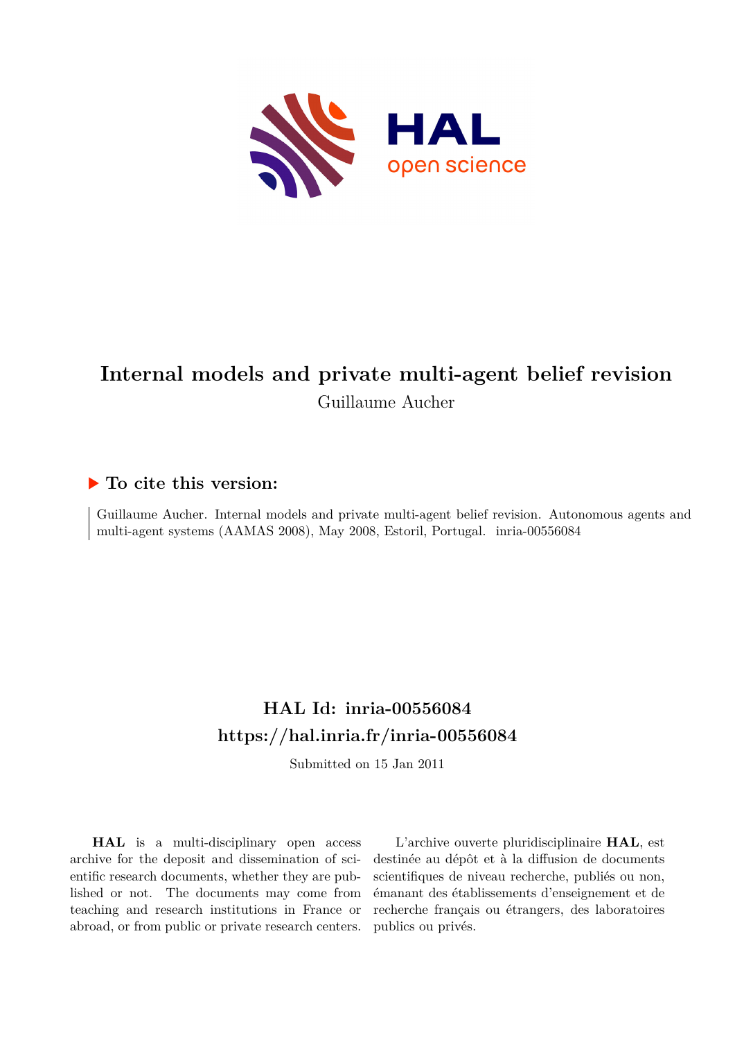# Internal models and private multi-agent belief revision

Guillaume Aucher

## To cite this version:

Guillaume Aucher. Internal models and private multi-agent belief revision. Autonomous agents and multi-agent systems (AAMAS 2008), May 2008, Estoril, Portugal. inria-00556084

## HAL Id: inria-00556084

## https://hal.inria.fr/inria-00556084

Submitted on 15 Jan 2011

**HAL** is a multi-disciplinary open access archive for the deposit and dissemination of scientific research documents, whether they are published or not. The documents may come from teaching and research institutions in France or abroad, or from public or private research centers.

L'archive ouverte pluridisciplinaire **HAL**, est destinée au dépôt et à la diffusion de documents scientifiques de niveau recherche, publiés ou non, émanant des établissements d'enseignement et de recherche français ou étrangers, des laboratoires publics ou privés.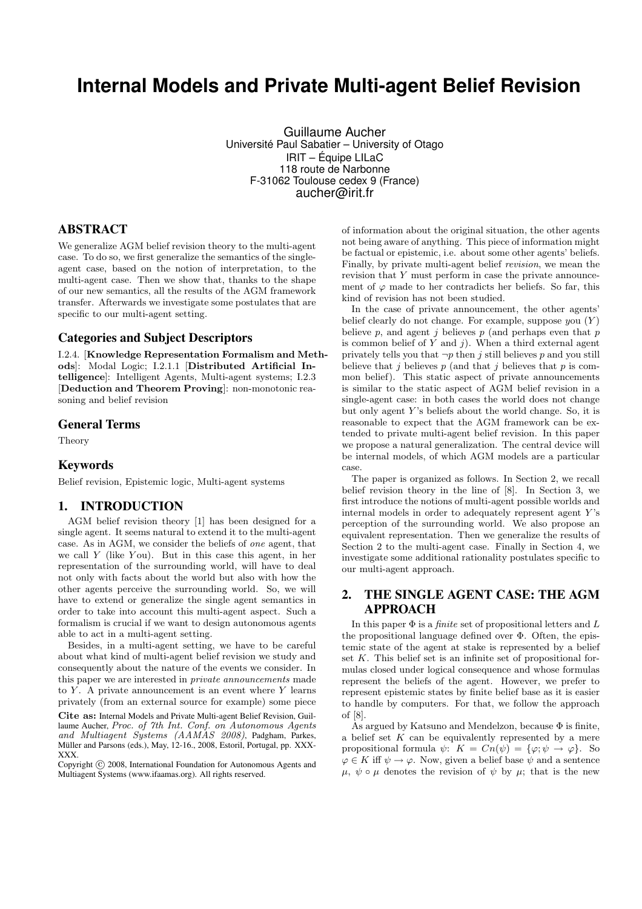# Internal Models and Private Multi-agent Belief Revision

Guillaume Aucher
Université Paul Sabatier – University of Otago
IRIT – Équipe LILaC
118 route de Narbonne
F-31062 Toulouse cedex 9 (France)
aucher@irit.fr

## ABSTRACT

We generalize AGM belief revision theory to the multi-agent case. To do so, we first generalize the semantics of the single-agent case, based on the notion of interpretation, to the multi-agent case. Then we show that, thanks to the shape of our new semantics, all the results of the AGM framework transfer. Afterwards we investigate some postulates that are specific to our multi-agent setting.

### Categories and Subject Descriptors

I.2.4. [**Knowledge Representation Formalism and Methods**]: Modal Logic; I.2.1.1 [**Distributed Artificial Intelligence**]: Intelligent Agents, Multi-agent systems; I.2.3 [**Deduction and Theorem Proving**]: non-monotonic reasoning and belief revision

### General Terms

Theory

### Keywords

Belief revision, Epistemic logic, Multi-agent systems

## 1. INTRODUCTION

AGM belief revision theory [1] has been designed for a single agent. It seems natural to extend it to the multi-agent case. As in AGM, we consider the beliefs of *one* agent, that we call $Y$ (like $Y$ou). But in this case this agent, in her representation of the surrounding world, will have to deal not only with facts about the world but also with how the other agents perceive the surrounding world. So, we will have to extend or generalize the single agent semantics in order to take into account this multi-agent aspect. Such a formalism is crucial if we want to design autonomous agents able to act in a multi-agent setting.

Besides, in a multi-agent setting, we have to be careful about what kind of multi-agent belief revision we study and consequently about the nature of the events we consider. In this paper we are interested in *private announcements* made to $Y$. A private announcement is an event where $Y$ learns privately (from an external source for example) some piece of information about the original situation, the other agents not being aware of anything. This piece of information might be factual or epistemic, i.e. about some other agents' beliefs. Finally, by private multi-agent belief *revision*, we mean the revision that $Y$ must perform in case the private announcement of $\varphi$ made to her contradicts her beliefs. So far, this kind of revision has not been studied.

In the case of private announcement, the other agents' belief clearly do not change. For example, suppose *y*ou ($Y$) believe $p$, and agent $j$ believes $p$ (and perhaps even that $p$ is common belief of $Y$ and $j$). When a third external agent privately tells you that $\neg p$ then $j$ still believes $p$ and you still believe that $j$ believes $p$ (and that $j$ believes that $p$ is common belief). This static aspect of private announcements is similar to the static aspect of AGM belief revision in a single-agent case: in both cases the world does not change but only agent $Y$'s beliefs about the world change. So, it is reasonable to expect that the AGM framework can be extended to private multi-agent belief revision. In this paper we propose a natural generalization. The central device will be internal models, of which AGM models are a particular case.

The paper is organized as follows. In Section 2, we recall belief revision theory in the line of [8]. In Section 3, we first introduce the notions of multi-agent possible worlds and internal models in order to adequately represent agent $Y$'s perception of the surrounding world. We also propose an equivalent representation. Then we generalize the results of Section 2 to the multi-agent case. Finally in Section 4, we investigate some additional rationality postulates specific to our multi-agent approach.

## 2. THE SINGLE AGENT CASE: THE AGM APPROACH

In this paper $\Phi$ is a *finite* set of propositional letters and $L$ the propositional language defined over $\Phi$. Often, the epistemic state of the agent at stake is represented by a belief set $K$. This belief set is an infinite set of propositional formulas closed under logical consequence and whose formulas represent the beliefs of the agent. However, we prefer to represent epistemic states by finite belief base as it is easier to handle by computers. For that, we follow the approach of [8].

As argued by Katsuno and Mendelzon, because $\Phi$ is finite, a belief set $K$ can be equivalently represented by a mere propositional formula $\psi$: $K = Cn(\psi) = \{\varphi; \psi \to \varphi\}$. So $\varphi \in K$ iff $\psi \to \varphi$. Now, given a belief base $\psi$ and a sentence $\mu$, $\psi \circ \mu$ denotes the revision of $\psi$ by $\mu$; that is the new

**Cite as:** Internal Models and Private Multi-agent Belief Revision, Guillaume Aucher, *Proc. of 7th Int. Conf. on Autonomous Agents and Multiagent Systems (AAMAS 2008)*, Padgham, Parkes, Müller and Parsons (eds.), May, 12-16., 2008, Estoril, Portugal, pp. XXX-XXX.
Copyright © 2008, International Foundation for Autonomous Agents and Multiagent Systems (www.ifaamas.org). All rights reserved.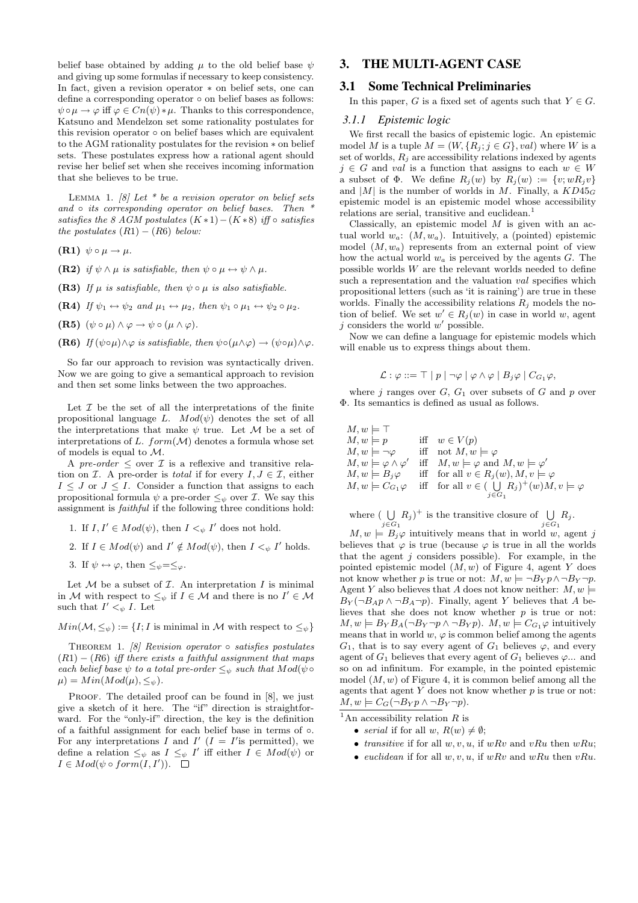belief base obtained by adding $\mu$ to the old belief base $\psi$ and giving up some formulas if necessary to keep consistency. In fact, given a revision operator $*$ on belief sets, one can define a corresponding operator $\circ$ on belief bases as follows: $\psi \circ \mu \rightarrow \varphi$ iff $\varphi \in Cn(\psi) * \mu$. Thanks to this correspondence, Katsuno and Mendelzon set some rationality postulates for this revision operator $\circ$ on belief bases which are equivalent to the AGM rationality postulates for the revision $*$ on belief sets. These postulates express how a rational agent should revise her belief set when she receives incoming information that she believes to be true.

LEMMA 1. *[8] Let * be a revision operator on belief sets and $\circ$ its corresponding operator on belief bases. Then * satisfies the 8 AGM postulates $(K*1)-(K*8)$ iff $\circ$ satisfies the postulates $(R1)-(R6)$ below:*

- **(R1)** $\psi \circ \mu \rightarrow \mu$.
- **(R2)** *if* $\psi \wedge \mu$ *is satisfiable, then* $\psi \circ \mu \leftrightarrow \psi \wedge \mu$.
- **(R3)** *If* $\mu$ *is satisfiable, then* $\psi \circ \mu$ *is also satisfiable.*
- **(R4)** *If* $\psi_1 \leftrightarrow \psi_2$ *and* $\mu_1 \leftrightarrow \mu_2$*, then* $\psi_1 \circ \mu_1 \leftrightarrow \psi_2 \circ \mu_2$.
- **(R5)** $(\psi \circ \mu) \wedge \varphi \rightarrow \psi \circ (\mu \wedge \varphi)$.
- **(R6)** *If* $(\psi \circ \mu) \wedge \varphi$ *is satisfiable, then* $\psi \circ (\mu \wedge \varphi) \rightarrow (\psi \circ \mu) \wedge \varphi$.

So far our approach to revision was syntactically driven. Now we are going to give a semantical approach to revision and then set some links between the two approaches.

Let $\mathcal{I}$ be the set of all the interpretations of the finite propositional language $L$. $Mod(\psi)$ denotes the set of all the interpretations that make $\psi$ true. Let $\mathcal{M}$ be a set of interpretations of $L$. $form(\mathcal{M})$ denotes a formula whose set of models is equal to $\mathcal{M}$.

A *pre-order* $\leq$ over $\mathcal{I}$ is a reflexive and transitive relation on $\mathcal{I}$. A pre-order is *total* if for every $I, J \in \mathcal{I}$, either $I \leq J$ or $J \leq I$. Consider a function that assigns to each propositional formula $\psi$ a pre-order $\leq_\psi$ over $\mathcal{I}$. We say this assignment is *faithful* if the following three conditions hold:

1. If $I, I' \in Mod(\psi)$, then $I <_\psi I'$ does not hold.
2. If $I \in Mod(\psi)$ and $I' \notin Mod(\psi)$, then $I <_\psi I'$ holds.
3. If $\psi \leftrightarrow \varphi$, then $\leq_\psi = \leq_\varphi$.

Let $\mathcal{M}$ be a subset of $\mathcal{I}$. An interpretation $I$ is minimal in $\mathcal{M}$ with respect to $\leq_\psi$ if $I \in \mathcal{M}$ and there is no $I' \in \mathcal{M}$ such that $I' <_\psi I$. Let

$Min(\mathcal{M}, \leq_\psi) := \{I; I \text{ is minimal in } \mathcal{M} \text{ with respect to } \leq_\psi\}$

THEOREM 1. *[8] Revision operator $\circ$ satisfies postulates $(R1)-(R6)$ iff there exists a faithful assignment that maps each belief base $\psi$ to a total pre-order $\leq_\psi$ such that $Mod(\psi \circ \mu) = Min(Mod(\mu), \leq_\psi)$.*

PROOF. The detailed proof can be found in [8], we just give a sketch of it here. The "if" direction is straightforward. For the "only-if" direction, the key is the definition of a faithful assignment for each belief base in terms of $\circ$. For any interpretations $I$ and $I'$ ($I = I'$is permitted), we define a relation $\leq_\psi$ as $I \leq_\psi I'$ iff either $I \in Mod(\psi)$ or $I \in Mod(\psi \circ form(I, I'))$. $\square$

# 3. THE MULTI-AGENT CASE

## 3.1 Some Technical Preliminaries

In this paper, $G$ is a fixed set of agents such that $Y \in G$.

### 3.1.1 Epistemic logic

We first recall the basics of epistemic logic. An epistemic model $M$ is a tuple $M = (W, \{R_j; j \in G\}, val)$ where $W$ is a set of worlds, $R_j$ are accessibility relations indexed by agents $j \in G$ and $val$ is a function that assigns to each $w \in W$ a subset of $\Phi$. We define $R_j(w)$ by $R_j(w) := \{v; wR_jv\}$ and $|M|$ is the number of worlds in $M$. Finally, a $KD45_G$ epistemic model is an epistemic model whose accessibility relations are serial, transitive and euclidean.[1]

Classically, an epistemic model $M$ is given with an actual world $w_a$: $(M, w_a)$. Intuitively, a (pointed) epistemic model $(M, w_a)$ represents from an external point of view how the actual world $w_a$ is perceived by the agents $G$. The possible worlds $W$ are the relevant worlds needed to define such a representation and the valuation $val$ specifies which propositional letters (such as 'it is raining') are true in these worlds. Finally the accessibility relations $R_j$ models the notion of belief. We set $w' \in R_j(w)$ in case in world $w$, agent $j$ considers the world $w'$ possible.

Now we can define a language for epistemic models which will enable us to express things about them.

$$\mathcal{L} : \varphi ::= \top \mid p \mid \neg\varphi \mid \varphi \wedge \varphi \mid B_j\varphi \mid C_{G_1}\varphi,$$

where $j$ ranges over $G$, $G_1$ over subsets of $G$ and $p$ over $\Phi$. Its semantics is defined as usual as follows.

$$
\begin{array}{lll}
M, w \models \top & & \\
M, w \models p & \text{iff} & w \in V(p) \\
M, w \models \neg\varphi & \text{iff} & \text{not } M, w \models \varphi \\
M, w \models \varphi \wedge \varphi' & \text{iff} & M, w \models \varphi \text{ and } M, w \models \varphi' \\
M, w \models B_j\varphi & \text{iff} & \text{for all } v \in R_j(w), M, v \models \varphi \\
M, w \models C_{G_1}\varphi & \text{iff} & \text{for all } v \in (\bigcup_{j \in G_1} R_j)^+(w) M, v \models \varphi
\end{array}
$$

where $(\bigcup_{j \in G_1} R_j)^+$ is the transitive closure of $\bigcup_{j \in G_1} R_j$.

$M, w \models B_j\varphi$ intuitively means that in world $w$, agent $j$ believes that $\varphi$ is true (because $\varphi$ is true in all the worlds that the agent $j$ considers possible). For example, in the pointed epistemic model $(M, w)$ of Figure 4, agent $Y$ does not know whether $p$ is true or not: $M, w \models \neg B_Y p \wedge \neg B_Y \neg p$. Agent $Y$ also believes that $A$ does not know neither: $M, w \models B_Y(\neg B_A p \wedge \neg B_A \neg p)$. Finally, agent $Y$ believes that $A$ believes that she does not know whether $p$ is true or not: $M, w \models B_Y B_A(\neg B_Y \neg p \wedge \neg B_Y p)$. $M, w \models C_{G_1}\varphi$ intuitively means that in world $w$, $\varphi$ is common belief among the agents $G_1$, that is to say every agent of $G_1$ believes $\varphi$, and every agent of $G_1$ believes that every agent of $G_1$ believes $\varphi$... and so on ad infinitum. For example, in the pointed epistemic model $(M, w)$ of Figure 4, it is common belief among all the agents that agent $Y$ does not know whether $p$ is true or not: $M, w \models C_G(\neg B_Y p \wedge \neg B_Y \neg p)$.

[1] An accessibility relation $R$ is

- *serial* if for all $w$, $R(w) \neq \emptyset$;
- *transitive* if for all $w, v, u$, if $wRv$ and $vRu$ then $wRu$;
- *euclidean* if for all $w, v, u$, if $wRv$ and $wRu$ then $vRu$.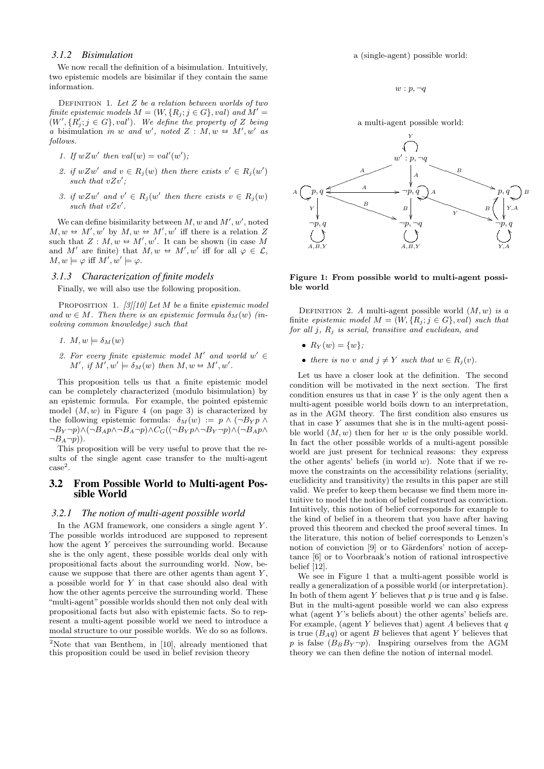### 3.1.2 Bisimulation

We now recall the definition of a bisimulation. Intuitively, two epistemic models are bisimilar if they contain the same information.

Definition 1. *Let $Z$ be a relation between worlds of two finite epistemic models $M = (W, \{R_j; j \in G\}, val)$ and $M' = (W', \{R'_j; j \in G\}, val')$. We define the property of $Z$ being a* bisimulation *in $w$ and $w'$, noted $Z : M, w \leftrightarroweq M', w'$ as follows.*

1. *If $wZw'$ then $val(w) = val'(w')$;*
2. *if $wZw'$ and $v \in R_j(w)$ then there exists $v' \in R_j(w')$ such that $vZv'$;*
3. *if $wZw'$ and $v' \in R_j(w'$ then there exists $v \in R_j(w)$ such that $vZv'$.*

We can define bisimilarity between $M, w$ and $M', w'$, noted $M, w \leftrightarroweq M', w'$ by $M, w \leftrightarroweq M', w'$ iff there is a relation $Z$ such that $Z : M, w \leftrightarroweq M', w'$. It can be shown (in case $M$ and $M'$ are finite) that $M, w \leftrightarroweq M', w'$ iff for all $\varphi \in \mathcal{L}$, $M, w \models \varphi$ iff $M', w' \models \varphi$.

### 3.1.3 Characterization of finite models

Finally, we will also use the following proposition.

Proposition 1. *[3][10] Let $M$ be a* finite *epistemic model and $w \in M$. Then there is an epistemic formula $\delta_M(w)$ (involving common knowledge) such that*

1. *$M, w \models \delta_M(w)$*
2. *For every finite epistemic model $M'$ and world $w' \in M'$, if $M', w' \models \delta_M(w)$ then $M, w \leftrightarroweq M', w'$.*

This proposition tells us that a finite epistemic model can be completely characterized (modulo bisimulation) by an epistemic formula. For example, the pointed epistemic model $(M, w)$ in Figure 4 (on page 3) is characterized by the following epistemic formula: $\delta_M(w) := p \wedge (\neg B_Y p \wedge \neg B_Y \neg p) \wedge (\neg B_A p \wedge \neg B_A \neg p) \wedge C_G((\neg B_Y p \wedge \neg B_Y \neg p) \wedge (\neg B_A p \wedge \neg B_A \neg p))$.

This proposition will be very useful to prove that the results of the single agent case transfer to the multi-agent case[2].

## 3.2 From Possible World to Multi-agent Possible World

### 3.2.1 The notion of multi-agent possible world

In the AGM framework, one considers a single agent $Y$. The possible worlds introduced are supposed to represent how the agent $Y$ perceives the surrounding world. Because she is the only agent, these possible worlds deal only with propositional facts about the surrounding world. Now, because we suppose that there are other agents than agent $Y$, a possible world for $Y$ in that case should also deal with how the other agents perceive the surrounding world. These "multi-agent" possible worlds should then not only deal with propositional facts but also with epistemic facts. So to represent a multi-agent possible world we need to introduce a modal structure to our possible worlds. We do so as follows.

[2]Note that van Benthem, in [10], already mentioned that this proposition could be used in belief revision theory

a (single-agent) possible world:

$w : p, \neg q$

a multi-agent possible world:

**Figure 1: From possible world to multi-agent possible world**

Definition 2. *A* multi-agent possible world $(M, w)$ *is a finite* epistemic model $M = (W, \{R_j; j \in G\}, val)$ *such that for all $j$, $R_j$ is serial, transitive and euclidean, and*

- *$R_Y(w) = \{w\}$;*
- *there is no $v$ and $j \neq Y$ such that $w \in R_j(v)$.*

Let us have a closer look at the definition. The second condition will be motivated in the next section. The first condition ensures us that in case $Y$ is the only agent then a multi-agent possible world boils down to an interpretation, as in the AGM theory. The first condition also ensures us that in case $Y$ assumes that she is in the multi-agent possible world $(M, w)$ then for her $w$ is the only possible world. In fact the other possible worlds of a multi-agent possible world are just present for technical reasons: they express the other agents' beliefs (in world $w$). Note that if we remove the constraints on the accessibility relations (seriality, euclidicity and transitivity) the results in this paper are still valid. We prefer to keep them because we find them more intuitive to model the notion of belief construed as conviction. Intuitively, this notion of belief corresponds for example to the kind of belief in a theorem that you have after having proved this theorem and checked the proof several times. In the literature, this notion of belief corresponds to Lenzen's notion of conviction [9] or to Gärdenfors' notion of acceptance [6] or to Voorbraak's notion of rational introspective belief [12].

We see in Figure 1 that a multi-agent possible world is really a generalization of a possible world (or interpretation). In both of them agent $Y$ believes that $p$ is true and $q$ is false. But in the multi-agent possible world we can also express what (agent $Y$'s beliefs about) the other agents' beliefs are. For example, (agent $Y$ believes that) agent $A$ believes that $q$ is true ($B_A q$) or agent $B$ believes that agent $Y$ believes that $p$ is false ($B_B B_Y \neg p$). Inspiring ourselves from the AGM theory we can then define the notion of internal model.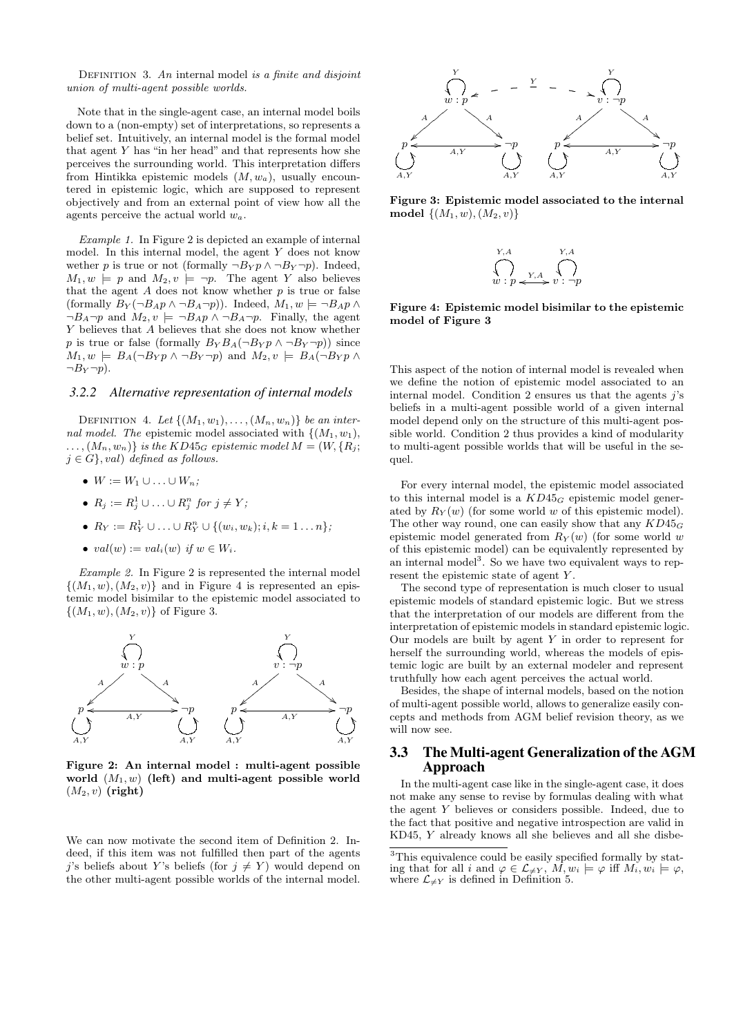Definition 3. *An* internal model *is a finite and disjoint union of multi-agent possible worlds.*

Note that in the single-agent case, an internal model boils down to a (non-empty) set of interpretations, so represents a belief set. Intuitively, an internal model is the formal model that agent $Y$ has "in her head" and that represents how she perceives the surrounding world. This interpretation differs from Hintikka epistemic models $(M, w_a)$, usually encountered in epistemic logic, which are supposed to represent objectively and from an external point of view how all the agents perceive the actual world $w_a$.

*Example 1.* In Figure 2 is depicted an example of internal model. In this internal model, the agent $Y$ does not know wether $p$ is true or not (formally $\neg B_Y p \wedge \neg B_Y \neg p$). Indeed, $M_1, w \models p$ and $M_2, v \models \neg p$. The agent $Y$ also believes that the agent $A$ does not know whether $p$ is true or false (formally $B_Y(\neg B_A p \wedge \neg B_A \neg p)$). Indeed, $M_1, w \models \neg B_A p \wedge \neg B_A \neg p$ and $M_2, v \models \neg B_A p \wedge \neg B_A \neg p$. Finally, the agent $Y$ believes that $A$ believes that she does not know whether $p$ is true or false (formally $B_Y B_A(\neg B_Y p \wedge \neg B_Y \neg p)$) since $M_1, w \models B_A(\neg B_Y p \wedge \neg B_Y \neg p)$ and $M_2, v \models B_A(\neg B_Y p \wedge \neg B_Y \neg p)$.

### 3.2.2 Alternative representation of internal models

Definition 4. *Let $\{(M_1, w_1), \ldots, (M_n, w_n)\}$ be an internal model. The* epistemic model associated *with $\{(M_1, w_1), \ldots, (M_n, w_n)\}$ is the $KD45_G$ epistemic model $M = (W, \{R_j; j \in G\}, val)$ defined as follows.*

- $W := W_1 \cup \ldots \cup W_n$;
- $R_j := R_j^1 \cup \ldots \cup R_j^n$ *for* $j \neq Y$;
- $R_Y := R_Y^1 \cup \ldots \cup R_Y^n \cup \{(w_i, w_k); i, k = 1 \ldots n\}$;
- $val(w) := val_i(w)$ *if* $w \in W_i$.

*Example 2.* In Figure 2 is represented the internal model $\{(M_1, w), (M_2, v)\}$ and in Figure 4 is represented an epistemic model bisimilar to the epistemic model associated to $\{(M_1, w), (M_2, v)\}$ of Figure 3.

**Figure 2: An internal model : multi-agent possible world $(M_1, w)$ (left) and multi-agent possible world $(M_2, v)$ (right)**

We can now motivate the second item of Definition 2. Indeed, if this item was not fulfilled then part of the agents $j$'s beliefs about $Y$'s beliefs (for $j \neq Y$) would depend on the other multi-agent possible worlds of the internal model.

**Figure 3: Epistemic model associated to the internal model $\{(M_1, w), (M_2, v)\}$**

**Figure 4: Epistemic model bisimilar to the epistemic model of Figure 3**

This aspect of the notion of internal model is revealed when we define the notion of epistemic model associated to an internal model. Condition 2 ensures us that the agents $j$'s beliefs in a multi-agent possible world of a given internal model depend only on the structure of this multi-agent possible world. Condition 2 thus provides a kind of modularity to multi-agent possible worlds that will be useful in the sequel.

For every internal model, the epistemic model associated to this internal model is a $KD45_G$ epistemic model generated by $R_Y(w)$ (for some world $w$ of this epistemic model). The other way round, one can easily show that any $KD45_G$ epistemic model generated from $R_Y(w)$ (for some world $w$ of this epistemic model) can be equivalently represented by an internal model[3]. So we have two equivalent ways to represent the epistemic state of agent $Y$.

The second type of representation is much closer to usual epistemic models of standard epistemic logic. But we stress that the interpretation of our models are different from the interpretation of epistemic models in standard epistemic logic. Our models are built by agent $Y$ in order to represent for herself the surrounding world, whereas the models of epistemic logic are built by an external modeler and represent truthfully how each agent perceives the actual world.

Besides, the shape of internal models, based on the notion of multi-agent possible world, allows to generalize easily concepts and methods from AGM belief revision theory, as we will now see.

## 3.3 The Multi-agent Generalization of the AGM Approach

In the multi-agent case like in the single-agent case, it does not make any sense to revise by formulas dealing with what the agent $Y$ believes or considers possible. Indeed, due to the fact that positive and negative introspection are valid in KD45, $Y$ already knows all she believes and all she disbe-

[3]This equivalence could be easily specified formally by stating that for all $i$ and $\varphi \in \mathcal{L}_{\neq Y}$, $M, w_i \models \varphi$ iff $M_i, w_i \models \varphi$, where $\mathcal{L}_{\neq Y}$ is defined in Definition 5.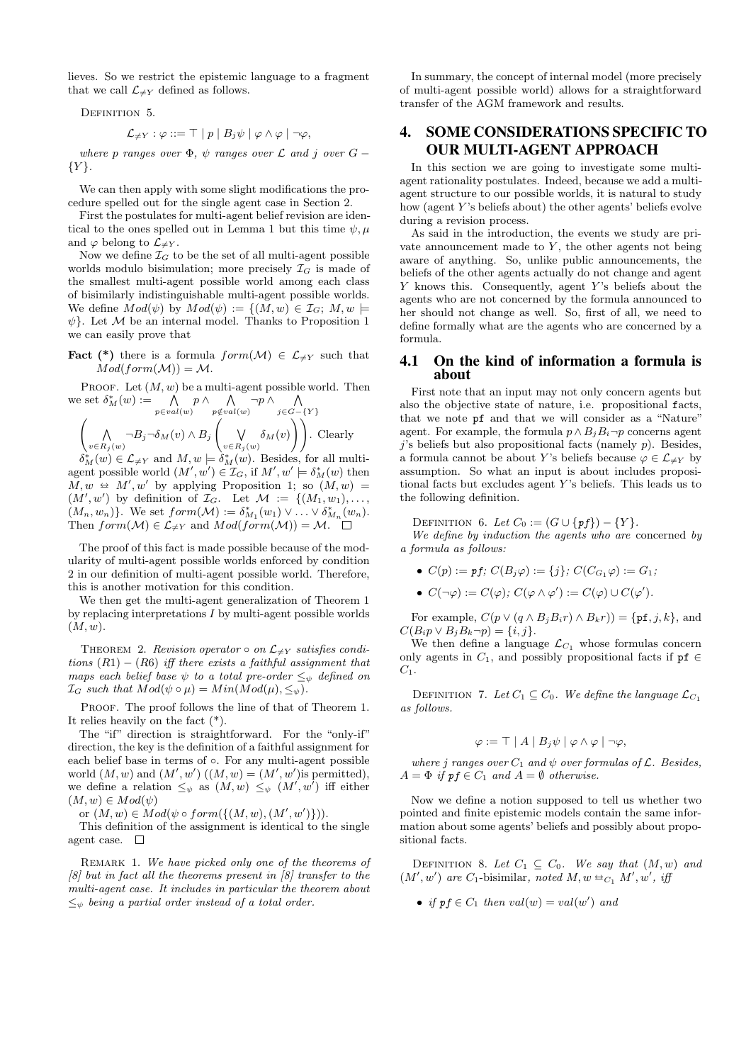lieves. So we restrict the epistemic language to a fragment that we call $\mathcal{L}_{\neq Y}$ defined as follows.

DEFINITION 5.

$$\mathcal{L}_{\neq Y} : \varphi ::= \top \mid p \mid B_j\psi \mid \varphi \wedge \varphi \mid \neg\varphi,$$

*where $p$ ranges over $\Phi$, $\psi$ ranges over $\mathcal{L}$ and $j$ over $G - \{Y\}$.*

We can then apply with some slight modifications the procedure spelled out for the single agent case in Section 2.

First the postulates for multi-agent belief revision are identical to the ones spelled out in Lemma 1 but this time $\psi, \mu$ and $\varphi$ belong to $\mathcal{L}_{\neq Y}$.

Now we define $\mathcal{I}_G$ to be the set of all multi-agent possible worlds modulo bisimulation; more precisely $\mathcal{I}_G$ is made of the smallest multi-agent possible world among each class of bisimilarly indistinguishable multi-agent possible worlds. We define $Mod(\psi)$ by $Mod(\psi) := \{(M, w) \in \mathcal{I}_G;\ M, w \models \psi\}$. Let $\mathcal{M}$ be an internal model. Thanks to Proposition 1 we can easily prove that

**Fact (\*)** there is a formula $form(\mathcal{M}) \in \mathcal{L}_{\neq Y}$ such that $Mod(form(\mathcal{M})) = \mathcal{M}$.

PROOF. Let $(M, w)$ be a multi-agent possible world. Then we set $\delta^*_M(w) := \bigwedge_{p \in val(w)} p \wedge \bigwedge_{p \notin val(w)} \neg p \wedge \bigwedge_{j \in G - \{Y\}} \left( \bigwedge_{v \in R_j(w)} \neg B_j \neg \delta_M(v) \wedge B_j \left( \bigvee_{v \in R_j(w)} \delta_M(v) \right) \right)$. Clearly $\delta^*_M(w) \in \mathcal{L}_{\neq Y}$ and $M, w \models \delta^*_M(w)$. Besides, for all multi-agent possible world $(M', w') \in \mathcal{I}_G$, if $M', w' \models \delta^*_M(w)$ then $M, w \leftrightarrows M', w'$ by applying Proposition 1; so $(M, w) = (M', w')$ by definition of $\mathcal{I}_G$. Let $\mathcal{M} := \{(M_1, w_1), \ldots, (M_n, w_n)\}$. We set $form(\mathcal{M}) := \delta^*_{M_1}(w_1) \vee \ldots \vee \delta^*_{M_n}(w_n)$. Then $form(\mathcal{M}) \in \mathcal{L}_{\neq Y}$ and $Mod(form(\mathcal{M})) = \mathcal{M}$. $\square$

The proof of this fact is made possible because of the modularity of multi-agent possible worlds enforced by condition 2 in our definition of multi-agent possible world. Therefore, this is another motivation for this condition.

We then get the multi-agent generalization of Theorem 1 by replacing interpretations $I$ by multi-agent possible worlds $(M, w)$.

THEOREM 2. *Revision operator $\circ$ on $\mathcal{L}_{\neq Y}$ satisfies conditions $(R1) - (R6)$ iff there exists a faithful assignment that maps each belief base $\psi$ to a total pre-order $\leq_\psi$ defined on $\mathcal{I}_G$ such that $Mod(\psi \circ \mu) = Min(Mod(\mu), \leq_\psi)$.*

PROOF. The proof follows the line of that of Theorem 1. It relies heavily on the fact (\*).

The "if" direction is straightforward. For the "only-if" direction, the key is the definition of a faithful assignment for each belief base in terms of $\circ$. For any multi-agent possible world $(M, w)$ and $(M', w')$ ($(M, w) = (M', w')$is permitted), we define a relation $\leq_\psi$ as $(M, w) \leq_\psi (M', w')$ iff either $(M, w) \in Mod(\psi)$

or $(M, w) \in Mod(\psi \circ form(\{(M, w), (M', w')\}))$.

This definition of the assignment is identical to the single agent case. $\square$

REMARK 1. *We have picked only one of the theorems of [8] but in fact all the theorems present in [8] transfer to the multi-agent case. It includes in particular the theorem about $\leq_\psi$ being a partial order instead of a total order.*

In summary, the concept of internal model (more precisely of multi-agent possible world) allows for a straightforward transfer of the AGM framework and results.

# 4. SOME CONSIDERATIONS SPECIFIC TO OUR MULTI-AGENT APPROACH

In this section we are going to investigate some multi-agent rationality postulates. Indeed, because we add a multi-agent structure to our possible worlds, it is natural to study how (agent $Y$'s beliefs about) the other agents' beliefs evolve during a revision process.

As said in the introduction, the events we study are private announcement made to $Y$, the other agents not being aware of anything. So, unlike public announcements, the beliefs of the other agents actually do not change and agent $Y$ knows this. Consequently, agent $Y$'s beliefs about the agents who are not concerned by the formula announced to her should not change as well. So, first of all, we need to define formally what are the agents who are concerned by a formula.

## 4.1 On the kind of information a formula is about

First note that an input may not only concern agents but also the objective state of nature, i.e. propositional facts, that we note pf and that we will consider as a "Nature" agent. For example, the formula $p \wedge B_j B_i \neg p$ concerns agent $j$'s beliefs but also propositional facts (namely $p$). Besides, a formula cannot be about $Y$'s beliefs because $\varphi \in \mathcal{L}_{\neq Y}$ by assumption. So what an input is about includes propositional facts but excludes agent $Y$'s beliefs. This leads us to the following definition.

DEFINITION 6. *Let $C_0 := (G \cup \{\texttt{pf}\}) - \{Y\}$.*
*We define by induction the agents who are* concerned *by a formula as follows:*

- $C(p) := \texttt{pf}$; $C(B_j\varphi) := \{j\}$; $C(C_{G_1}\varphi) := G_1$;
- $C(\neg\varphi) := C(\varphi)$; $C(\varphi \wedge \varphi') := C(\varphi) \cup C(\varphi')$.

For example, $C(p \vee (q \wedge B_j B_i r) \wedge B_k r)) = \{\texttt{pf}, j, k\}$, and $C(B_i p \vee B_j B_k \neg p) = \{i, j\}$.

We then define a language $\mathcal{L}_{C_1}$ whose formulas concern only agents in $C_1$, and possibly propositional facts if $\texttt{pf} \in C_1$.

DEFINITION 7. *Let $C_1 \subseteq C_0$. We define the language $\mathcal{L}_{C_1}$ as follows.*

$$\varphi := \top \mid A \mid B_j\psi \mid \varphi \wedge \varphi \mid \neg\varphi,$$

*where $j$ ranges over $C_1$ and $\psi$ over formulas of $\mathcal{L}$. Besides, $A = \Phi$ if $\texttt{pf} \in C_1$ and $A = \emptyset$ otherwise.*

Now we define a notion supposed to tell us whether two pointed and finite epistemic models contain the same information about some agents' beliefs and possibly about propositional facts.

DEFINITION 8. *Let $C_1 \subseteq C_0$. We say that $(M, w)$ and $(M', w')$ are $C_1$-bisimilar, noted $M, w \leftrightarrows_{C_1} M', w'$, iff*

- *if $\texttt{pf} \in C_1$ then $val(w) = val(w')$ and*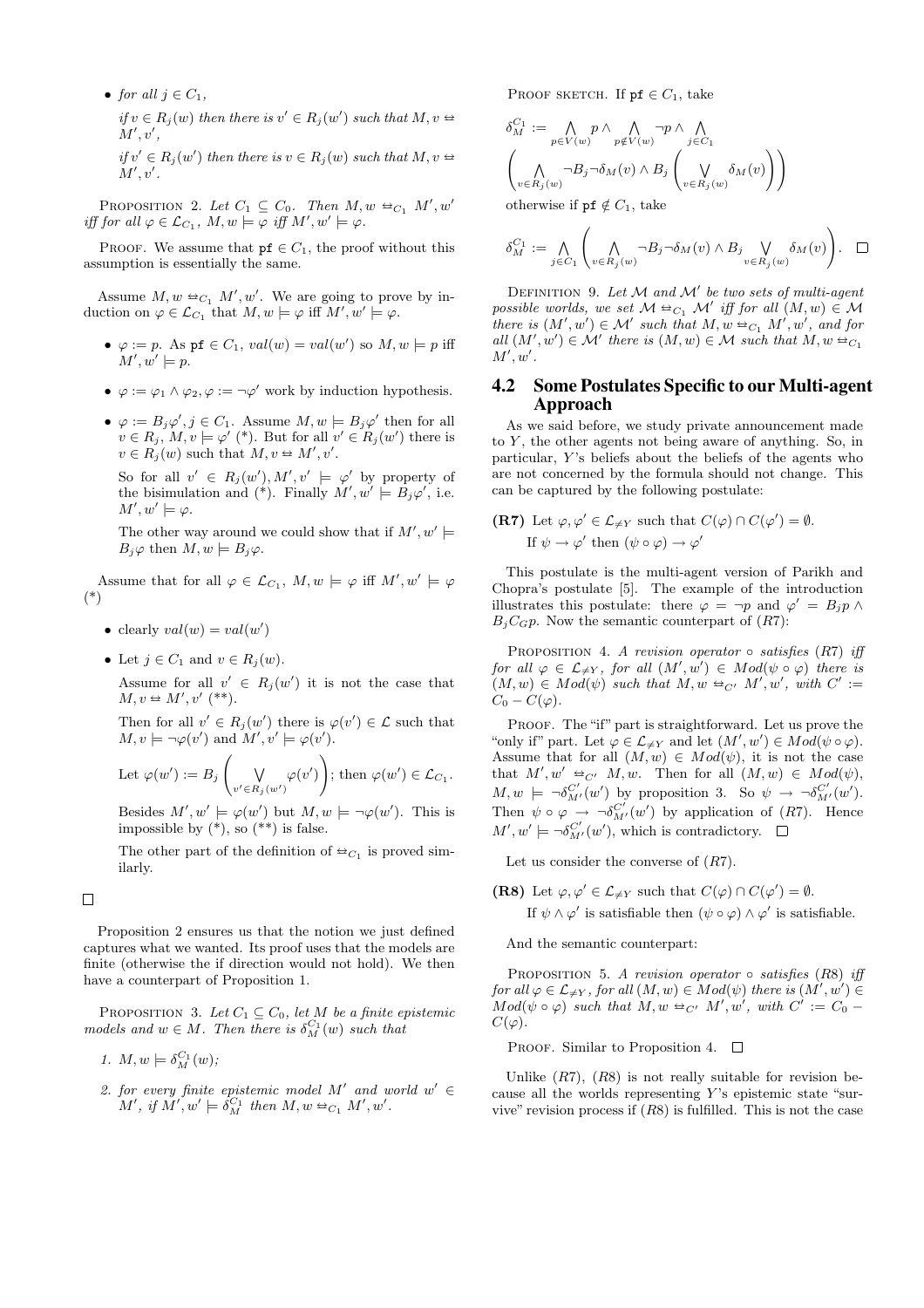- *for all $j \in C_1$,*

  *if $v \in R_j(w)$ then there is $v' \in R_j(w')$ such that $M, v \leftrightarrows M', v'$,*

  *if $v' \in R_j(w')$ then there is $v \in R_j(w)$ such that $M, v \leftrightarrows M', v'$.*

PROPOSITION 2. *Let $C_1 \subseteq C_0$. Then $M, w \leftrightarrows_{C_1} M', w'$ iff for all $\varphi \in \mathcal{L}_{C_1}$, $M, w \models \varphi$ iff $M', w' \models \varphi$.*

PROOF. We assume that $\texttt{pf} \in C_1$, the proof without this assumption is essentially the same.

Assume $M, w \leftrightarrows_{C_1} M', w'$. We are going to prove by induction on $\varphi \in \mathcal{L}_{C_1}$ that $M, w \models \varphi$ iff $M', w' \models \varphi$.

- $\varphi := p$. As $\texttt{pf} \in C_1$, $val(w) = val(w')$ so $M, w \models p$ iff $M', w' \models p$.
- $\varphi := \varphi_1 \wedge \varphi_2, \varphi := \neg\varphi'$ work by induction hypothesis.
- $\varphi := B_j\varphi', j \in C_1$. Assume $M, w \models B_j\varphi'$ then for all $v \in R_j$, $M, v \models \varphi'$ (\*). But for all $v' \in R_j(w')$ there is $v \in R_j(w)$ such that $M, v \leftrightarrows M', v'$.

  So for all $v' \in R_j(w'), M', v' \models \varphi'$ by property of the bisimulation and (\*). Finally $M', w' \models B_j\varphi'$, i.e. $M', w' \models \varphi$.

  The other way around we could show that if $M', w' \models B_j\varphi$ then $M, w \models B_j\varphi$.

Assume that for all $\varphi \in \mathcal{L}_{C_1}$, $M, w \models \varphi$ iff $M', w' \models \varphi$ (\*)

- clearly $val(w) = val(w')$
- Let $j \in C_1$ and $v \in R_j(w)$.

  Assume for all $v' \in R_j(w')$ it is not the case that $M, v \leftrightarrows M', v'$ (\*\*).

  Then for all $v' \in R_j(w')$ there is $\varphi(v') \in \mathcal{L}$ such that $M, v \models \neg\varphi(v')$ and $M', v' \models \varphi(v')$.

  Let $\varphi(w') := B_j \left( \bigvee_{v' \in R_j(w')} \varphi(v') \right)$; then $\varphi(w') \in \mathcal{L}_{C_1}$.

  Besides $M', w' \models \varphi(w')$ but $M, w \models \neg\varphi(w')$. This is impossible by (\*), so (\*\*) is false.

  The other part of the definition of $\leftrightarrows_{C_1}$ is proved similarly.

$\square$

Proposition 2 ensures us that the notion we just defined captures what we wanted. Its proof uses that the models are finite (otherwise the if direction would not hold). We then have a counterpart of Proposition 1.

PROPOSITION 3. *Let $C_1 \subseteq C_0$, let $M$ be a finite epistemic models and $w \in M$. Then there is $\delta_M^{C_1}(w)$ such that*

1. *$M, w \models \delta_M^{C_1}(w)$;*
2. *for every finite epistemic model $M'$ and world $w' \in M'$, if $M', w' \models \delta_M^{C_1}$ then $M, w \leftrightarrows_{C_1} M', w'$.*

PROOF SKETCH. If $\texttt{pf} \in C_1$, take

$$\delta_M^{C_1} := \bigwedge_{p \in V(w)} p \wedge \bigwedge_{p \notin V(w)} \neg p \wedge \bigwedge_{j \in C_1} \left( \bigwedge_{v \in R_j(w)} \neg B_j \neg \delta_M(v) \wedge B_j \left( \bigvee_{v \in R_j(w)} \delta_M(v) \right) \right)$$

otherwise if $\texttt{pf} \notin C_1$, take

$$\delta_M^{C_1} := \bigwedge_{j \in C_1} \left( \bigwedge_{v \in R_j(w)} \neg B_j \neg \delta_M(v) \wedge B_j \bigvee_{v \in R_j(w)} \delta_M(v) \right). \quad \square$$

DEFINITION 9. *Let $\mathcal{M}$ and $\mathcal{M}'$ be two sets of multi-agent possible worlds, we set $\mathcal{M} \leftrightarrows_{C_1} \mathcal{M}'$ iff for all $(M, w) \in \mathcal{M}$ there is $(M', w') \in \mathcal{M}'$ such that $M, w \leftrightarrows_{C_1} M', w'$, and for all $(M', w') \in \mathcal{M}'$ there is $(M, w) \in \mathcal{M}$ such that $M, w \leftrightarrows_{C_1} M', w'$.*

## 4.2 Some Postulates Specific to our Multi-agent Approach

As we said before, we study private announcement made to $Y$, the other agents not being aware of anything. So, in particular, $Y$'s beliefs about the beliefs of the agents who are not concerned by the formula should not change. This can be captured by the following postulate:

**(R7)** Let $\varphi, \varphi' \in \mathcal{L}_{\neq Y}$ such that $C(\varphi) \cap C(\varphi') = \emptyset$.
If $\psi \rightarrow \varphi'$ then $(\psi \circ \varphi) \rightarrow \varphi'$

This postulate is the multi-agent version of Parikh and Chopra's postulate [5]. The example of the introduction illustrates this postulate: there $\varphi = \neg p$ and $\varphi' = B_j p \wedge B_j C_G p$. Now the semantic counterpart of $(R7)$:

PROPOSITION 4. *A revision operator $\circ$ satisfies $(R7)$ iff for all $\varphi \in \mathcal{L}_{\neq Y}$, for all $(M', w') \in Mod(\psi \circ \varphi)$ there is $(M, w) \in Mod(\psi)$ such that $M, w \leftrightarrows_{C'} M', w'$, with $C' := C_0 - C(\varphi)$.*

PROOF. The "if" part is straightforward. Let us prove the "only if" part. Let $\varphi \in \mathcal{L}_{\neq Y}$ and let $(M', w') \in Mod(\psi \circ \varphi)$. Assume that for all $(M, w) \in Mod(\psi)$, it is not the case that $M', w' \leftrightarrows_{C'} M, w$. Then for all $(M, w) \in Mod(\psi)$, $M, w \models \neg\delta_{M'}^{C'}(w')$ by proposition 3. So $\psi \rightarrow \neg\delta_{M'}^{C'}(w')$. Then $\psi \circ \varphi \rightarrow \neg\delta_{M'}^{C'}(w')$ by application of $(R7)$. Hence $M', w' \models \neg\delta_{M'}^{C'}(w')$, which is contradictory. $\square$

Let us consider the converse of $(R7)$.

**(R8)** Let $\varphi, \varphi' \in \mathcal{L}_{\neq Y}$ such that $C(\varphi) \cap C(\varphi') = \emptyset$.
If $\psi \wedge \varphi'$ is satisfiable then $(\psi \circ \varphi) \wedge \varphi'$ is satisfiable.

And the semantic counterpart:

PROPOSITION 5. *A revision operator $\circ$ satisfies $(R8)$ iff for all $\varphi \in \mathcal{L}_{\neq Y}$, for all $(M, w) \in Mod(\psi)$ there is $(M', w') \in Mod(\psi \circ \varphi)$ such that $M, w \leftrightarrows_{C'} M', w'$, with $C' := C_0 - C(\varphi)$.*

PROOF. Similar to Proposition 4. $\square$

Unlike $(R7)$, $(R8)$ is not really suitable for revision because all the worlds representing $Y$'s epistemic state "survive" revision process if $(R8)$ is fulfilled. This is not the case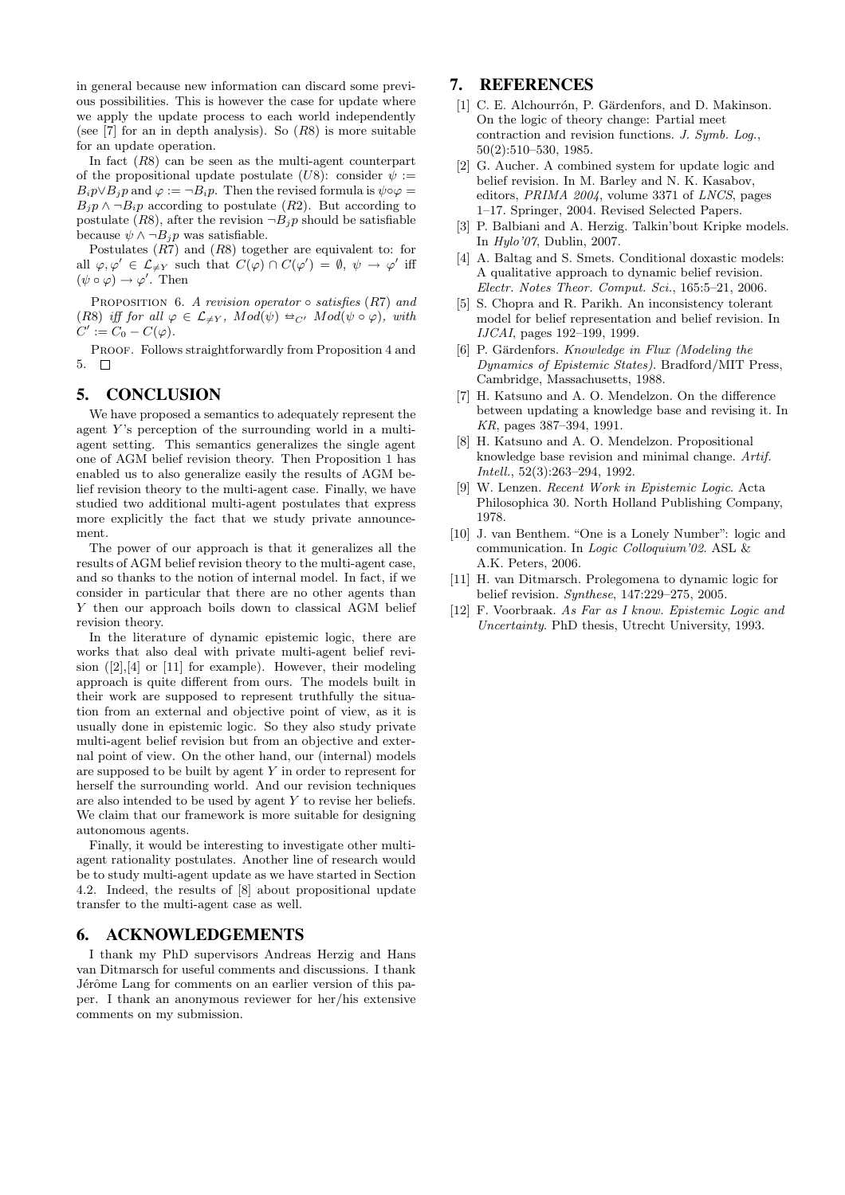in general because new information can discard some previous possibilities. This is however the case for update where we apply the update process to each world independently (see [7] for an in depth analysis). So $(R8)$ is more suitable for an update operation.

In fact $(R8)$ can be seen as the multi-agent counterpart of the propositional update postulate $(U8)$: consider $\psi := B_i p \vee B_j p$ and $\varphi := \neg B_i p$. Then the revised formula is $\psi \circ \varphi = B_j p \wedge \neg B_i p$ according to postulate $(R2)$. But according to postulate $(R8)$, after the revision $\neg B_j p$ should be satisfiable because $\psi \wedge \neg B_j p$ was satisfiable.

Postulates $(R7)$ and $(R8)$ together are equivalent to: for all $\varphi, \varphi' \in \mathcal{L}_{\neq Y}$ such that $C(\varphi) \cap C(\varphi') = \emptyset$, $\psi \rightarrow \varphi'$ iff $(\psi \circ \varphi) \rightarrow \varphi'$. Then

Proposition 6. *A revision operator $\circ$ satisfies $(R7)$ and $(R8)$ iff for all $\varphi \in \mathcal{L}_{\neq Y}$, $Mod(\psi) \Leftrightarrow_{C'} Mod(\psi \circ \varphi)$, with $C' := C_0 - C(\varphi)$.*

Proof. Follows straightforwardly from Proposition 4 and 5. □

## 5. CONCLUSION

We have proposed a semantics to adequately represent the agent $Y$'s perception of the surrounding world in a multi-agent setting. This semantics generalizes the single agent one of AGM belief revision theory. Then Proposition 1 has enabled us to also generalize easily the results of AGM belief revision theory to the multi-agent case. Finally, we have studied two additional multi-agent postulates that express more explicitly the fact that we study private announcement.

The power of our approach is that it generalizes all the results of AGM belief revision theory to the multi-agent case, and so thanks to the notion of internal model. In fact, if we consider in particular that there are no other agents than $Y$ then our approach boils down to classical AGM belief revision theory.

In the literature of dynamic epistemic logic, there are works that also deal with private multi-agent belief revision ([2],[4] or [11] for example). However, their modeling approach is quite different from ours. The models built in their work are supposed to represent truthfully the situation from an external and objective point of view, as it is usually done in epistemic logic. So they also study private multi-agent belief revision but from an objective and external point of view. On the other hand, our (internal) models are supposed to be built by agent $Y$ in order to represent for herself the surrounding world. And our revision techniques are also intended to be used by agent $Y$ to revise her beliefs. We claim that our framework is more suitable for designing autonomous agents.

Finally, it would be interesting to investigate other multi-agent rationality postulates. Another line of research would be to study multi-agent update as we have started in Section 4.2. Indeed, the results of [8] about propositional update transfer to the multi-agent case as well.

## 6. ACKNOWLEDGEMENTS

I thank my PhD supervisors Andreas Herzig and Hans van Ditmarsch for useful comments and discussions. I thank Jérôme Lang for comments on an earlier version of this paper. I thank an anonymous reviewer for her/his extensive comments on my submission.

## 7. REFERENCES

[1] C. E. Alchourrón, P. Gärdenfors, and D. Makinson. On the logic of theory change: Partial meet contraction and revision functions. *J. Symb. Log.*, 50(2):510–530, 1985.

[2] G. Aucher. A combined system for update logic and belief revision. In M. Barley and N. K. Kasabov, editors, *PRIMA 2004*, volume 3371 of *LNCS*, pages 1–17. Springer, 2004. Revised Selected Papers.

[3] P. Balbiani and A. Herzig. Talkin'bout Kripke models. In *Hylo'07*, Dublin, 2007.

[4] A. Baltag and S. Smets. Conditional doxastic models: A qualitative approach to dynamic belief revision. *Electr. Notes Theor. Comput. Sci.*, 165:5–21, 2006.

[5] S. Chopra and R. Parikh. An inconsistency tolerant model for belief representation and belief revision. In *IJCAI*, pages 192–199, 1999.

[6] P. Gärdenfors. *Knowledge in Flux (Modeling the Dynamics of Epistemic States)*. Bradford/MIT Press, Cambridge, Massachusetts, 1988.

[7] H. Katsuno and A. O. Mendelzon. On the difference between updating a knowledge base and revising it. In *KR*, pages 387–394, 1991.

[8] H. Katsuno and A. O. Mendelzon. Propositional knowledge base revision and minimal change. *Artif. Intell.*, 52(3):263–294, 1992.

[9] W. Lenzen. *Recent Work in Epistemic Logic*. Acta Philosophica 30. North Holland Publishing Company, 1978.

[10] J. van Benthem. "One is a Lonely Number": logic and communication. In *Logic Colloquium'02*. ASL & A.K. Peters, 2006.

[11] H. van Ditmarsch. Prolegomena to dynamic logic for belief revision. *Synthese*, 147:229–275, 2005.

[12] F. Voorbraak. *As Far as I know. Epistemic Logic and Uncertainty*. PhD thesis, Utrecht University, 1993.